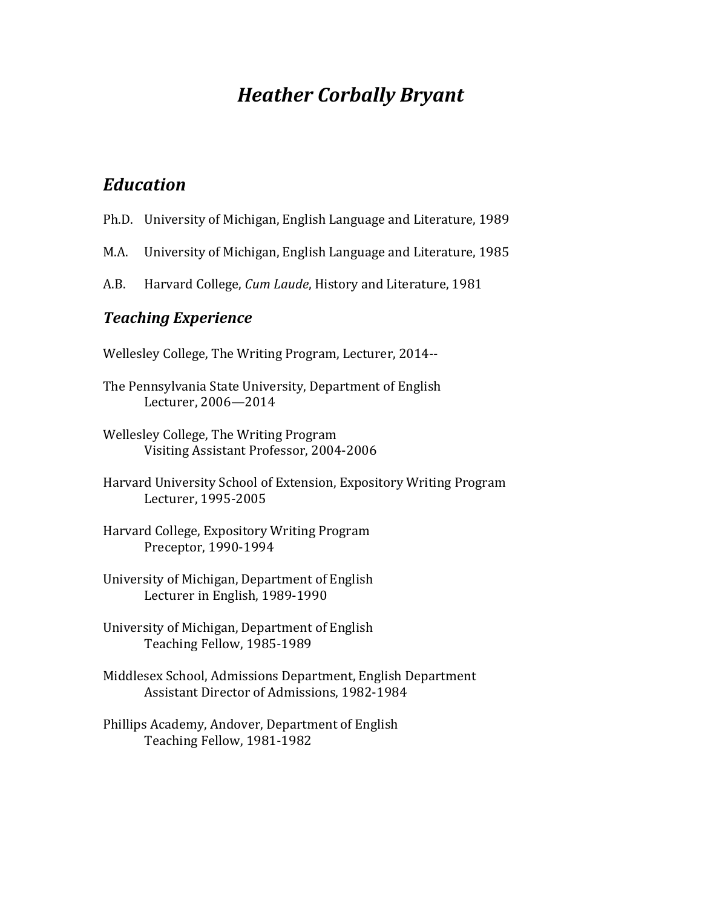# *Heather Corbally Bryant*

## *Education*

Ph.D. University of Michigan, English Language and Literature, 1989

M.A. University of Michigan, English Language and Literature, 1985

A.B. Harvard College, *Cum Laude*, History and Literature, 1981

## *Teaching Experience*

Wellesley College, The Writing Program, Lecturer, 2014--

The Pennsylvania State University, Department of English
Lecturer, 2006—2014

Wellesley College, The Writing Program
Visiting Assistant Professor, 2004-2006

Harvard University School of Extension, Expository Writing Program
Lecturer, 1995-2005

Harvard College, Expository Writing Program
Preceptor, 1990-1994

University of Michigan, Department of English
Lecturer in English, 1989-1990

University of Michigan, Department of English
Teaching Fellow, 1985-1989

Middlesex School, Admissions Department, English Department
Assistant Director of Admissions, 1982-1984

Phillips Academy, Andover, Department of English
Teaching Fellow, 1981-1982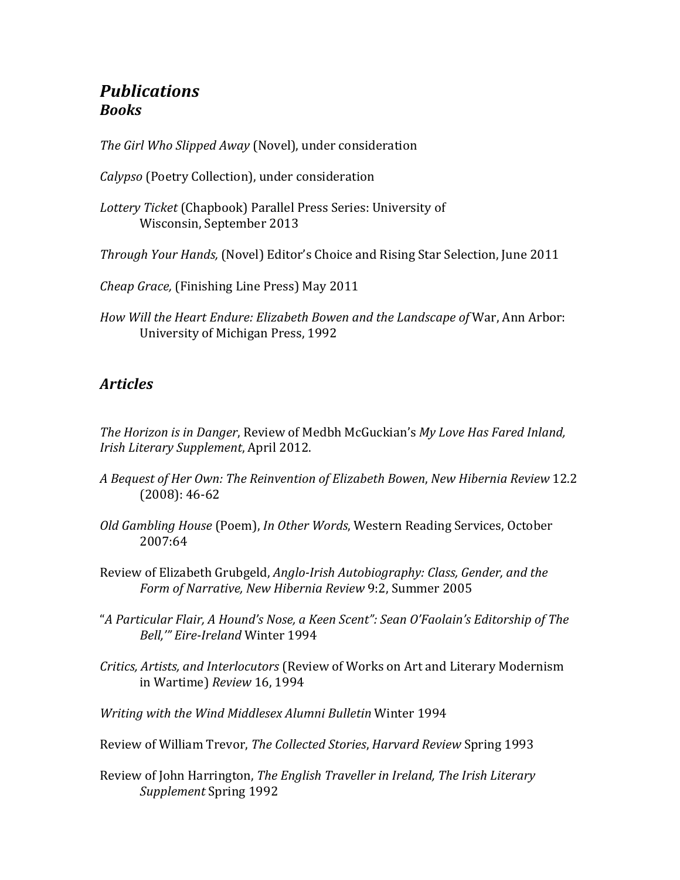# *Publications*

## *Books*

*The Girl Who Slipped Away* (Novel), under consideration

*Calypso* (Poetry Collection), under consideration

*Lottery Ticket* (Chapbook) Parallel Press Series: University of Wisconsin, September 2013

*Through Your Hands,* (Novel) Editor's Choice and Rising Star Selection, June 2011

*Cheap Grace,* (Finishing Line Press) May 2011

*How Will the Heart Endure: Elizabeth Bowen and the Landscape of* War, Ann Arbor: University of Michigan Press, 1992

## *Articles*

*The Horizon is in Danger*, Review of Medbh McGuckian's *My Love Has Fared Inland, Irish Literary Supplement*, April 2012.

*A Bequest of Her Own: The Reinvention of Elizabeth Bowen*, *New Hibernia Review* 12.2 (2008): 46-62

*Old Gambling House* (Poem), *In Other Words*, Western Reading Services, October 2007:64

Review of Elizabeth Grubgeld, *Anglo-Irish Autobiography: Class, Gender, and the Form of Narrative, New Hibernia Review* 9:2, Summer 2005

"*A Particular Flair, A Hound's Nose, a Keen Scent": Sean O'Faolain's Editorship of The Bell,'" Eire-Ireland* Winter 1994

*Critics, Artists, and Interlocutors* (Review of Works on Art and Literary Modernism in Wartime) *Review* 16, 1994

*Writing with the Wind Middlesex Alumni Bulletin* Winter 1994

Review of William Trevor, *The Collected Stories*, *Harvard Review* Spring 1993

Review of John Harrington, *The English Traveller in Ireland, The Irish Literary Supplement* Spring 1992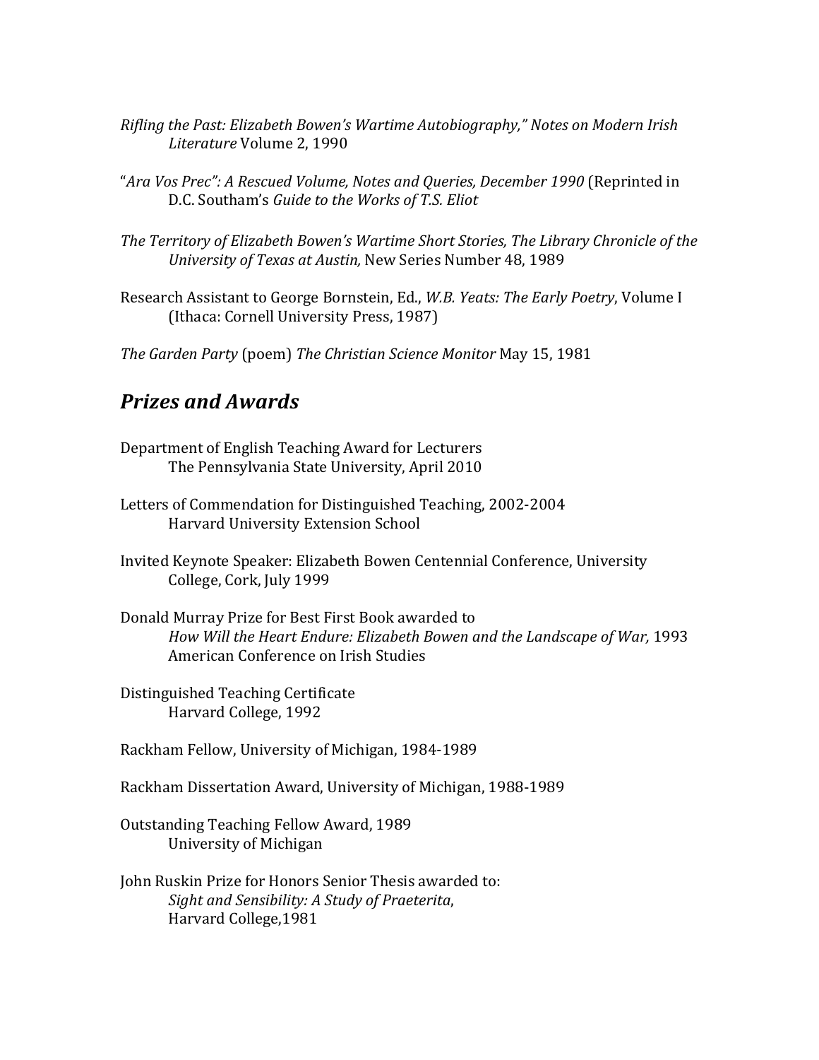*Rifling the Past: Elizabeth Bowen's Wartime Autobiography," Notes on Modern Irish Literature* Volume 2, 1990

"*Ara Vos Prec": A Rescued Volume, Notes and Queries, December 1990* (Reprinted in D.C. Southam's *Guide to the Works of T.S. Eliot*

*The Territory of Elizabeth Bowen's Wartime Short Stories, The Library Chronicle of the University of Texas at Austin,* New Series Number 48, 1989

Research Assistant to George Bornstein, Ed., *W.B. Yeats: The Early Poetry*, Volume I (Ithaca: Cornell University Press, 1987)

*The Garden Party* (poem) *The Christian Science Monitor* May 15, 1981

## *Prizes and Awards*

Department of English Teaching Award for Lecturers
The Pennsylvania State University, April 2010

Letters of Commendation for Distinguished Teaching, 2002-2004
Harvard University Extension School

Invited Keynote Speaker: Elizabeth Bowen Centennial Conference, University College, Cork, July 1999

Donald Murray Prize for Best First Book awarded to
*How Will the Heart Endure: Elizabeth Bowen and the Landscape of War,* 1993
American Conference on Irish Studies

Distinguished Teaching Certificate
Harvard College, 1992

Rackham Fellow, University of Michigan, 1984-1989

Rackham Dissertation Award, University of Michigan, 1988-1989

Outstanding Teaching Fellow Award, 1989
University of Michigan

John Ruskin Prize for Honors Senior Thesis awarded to:
*Sight and Sensibility: A Study of Praeterita*,
Harvard College,1981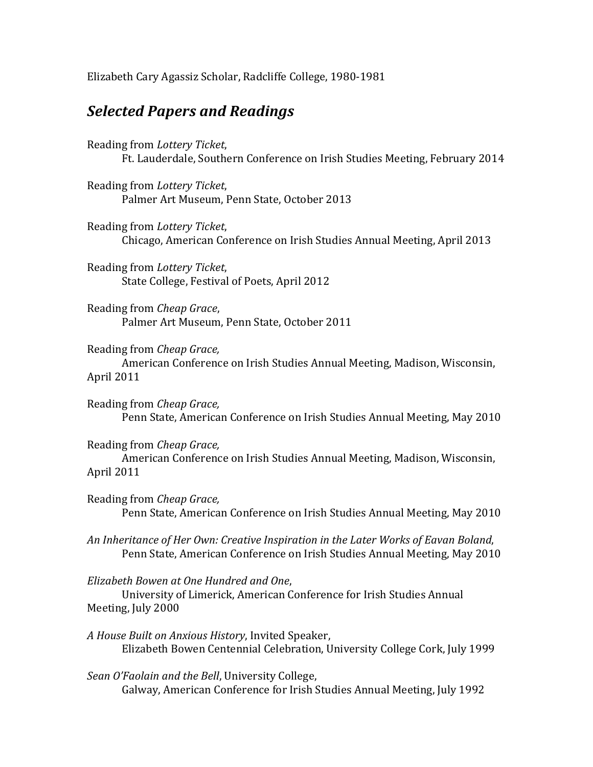Elizabeth Cary Agassiz Scholar, Radcliffe College, 1980-1981

## *Selected Papers and Readings*

Reading from *Lottery Ticket*,
Ft. Lauderdale, Southern Conference on Irish Studies Meeting, February 2014

Reading from *Lottery Ticket*,
Palmer Art Museum, Penn State, October 2013

Reading from *Lottery Ticket*,
Chicago, American Conference on Irish Studies Annual Meeting, April 2013

Reading from *Lottery Ticket*,
State College, Festival of Poets, April 2012

Reading from *Cheap Grace*,
Palmer Art Museum, Penn State, October 2011

Reading from *Cheap Grace,*
American Conference on Irish Studies Annual Meeting, Madison, Wisconsin, April 2011

Reading from *Cheap Grace,*
Penn State, American Conference on Irish Studies Annual Meeting, May 2010

Reading from *Cheap Grace,*
American Conference on Irish Studies Annual Meeting, Madison, Wisconsin, April 2011

Reading from *Cheap Grace,*
Penn State, American Conference on Irish Studies Annual Meeting, May 2010

*An Inheritance of Her Own: Creative Inspiration in the Later Works of Eavan Boland*,
Penn State, American Conference on Irish Studies Annual Meeting, May 2010

*Elizabeth Bowen at One Hundred and One*,
University of Limerick, American Conference for Irish Studies Annual Meeting, July 2000

*A House Built on Anxious History*, Invited Speaker,
Elizabeth Bowen Centennial Celebration, University College Cork, July 1999

*Sean O'Faolain and the Bell*, University College,
Galway, American Conference for Irish Studies Annual Meeting, July 1992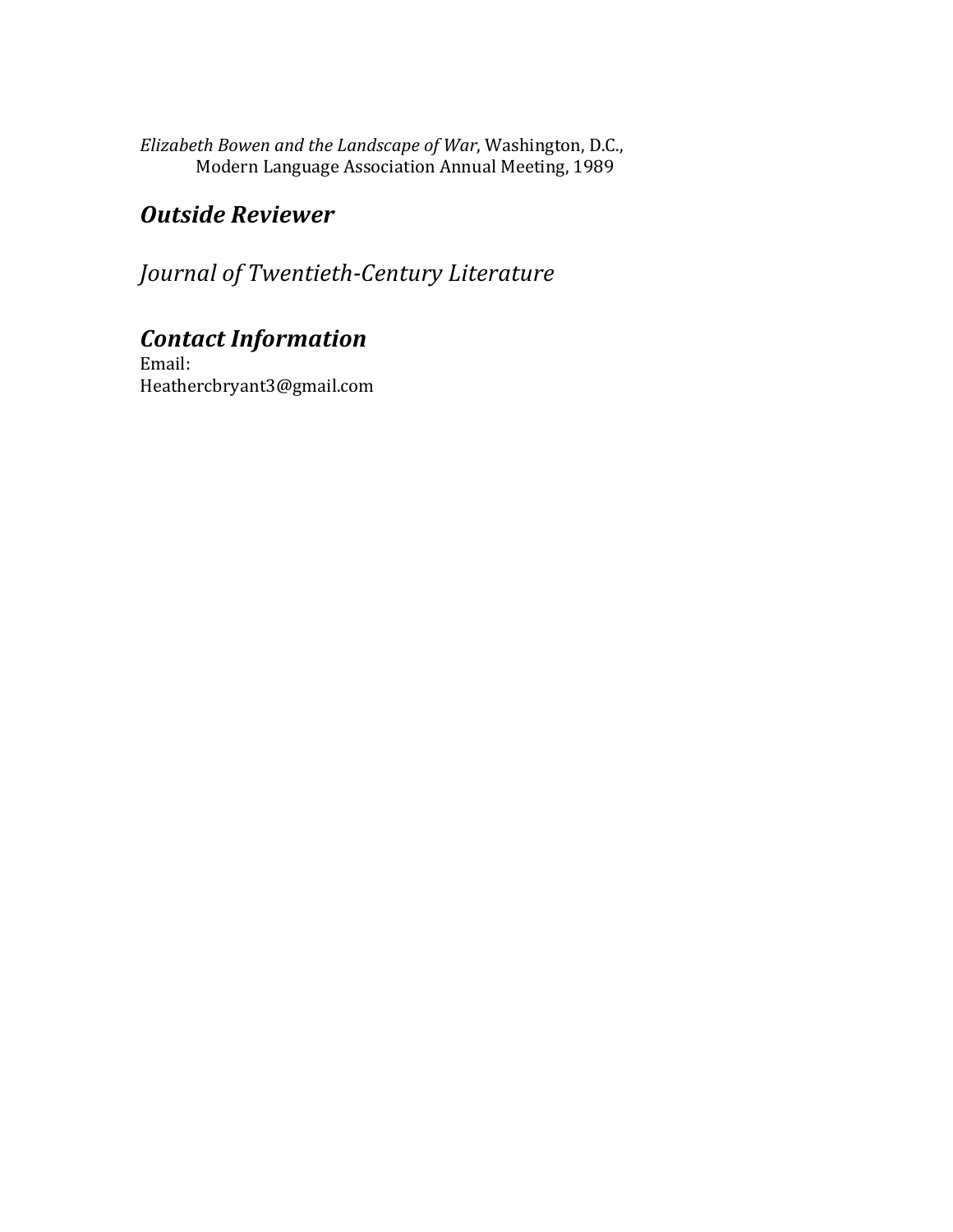*Elizabeth Bowen and the Landscape of War*, Washington, D.C.,
Modern Language Association Annual Meeting, 1989

## *Outside Reviewer*

*Journal of Twentieth-Century Literature*

## *Contact Information*

Email:
Heathercbryant3@gmail.com